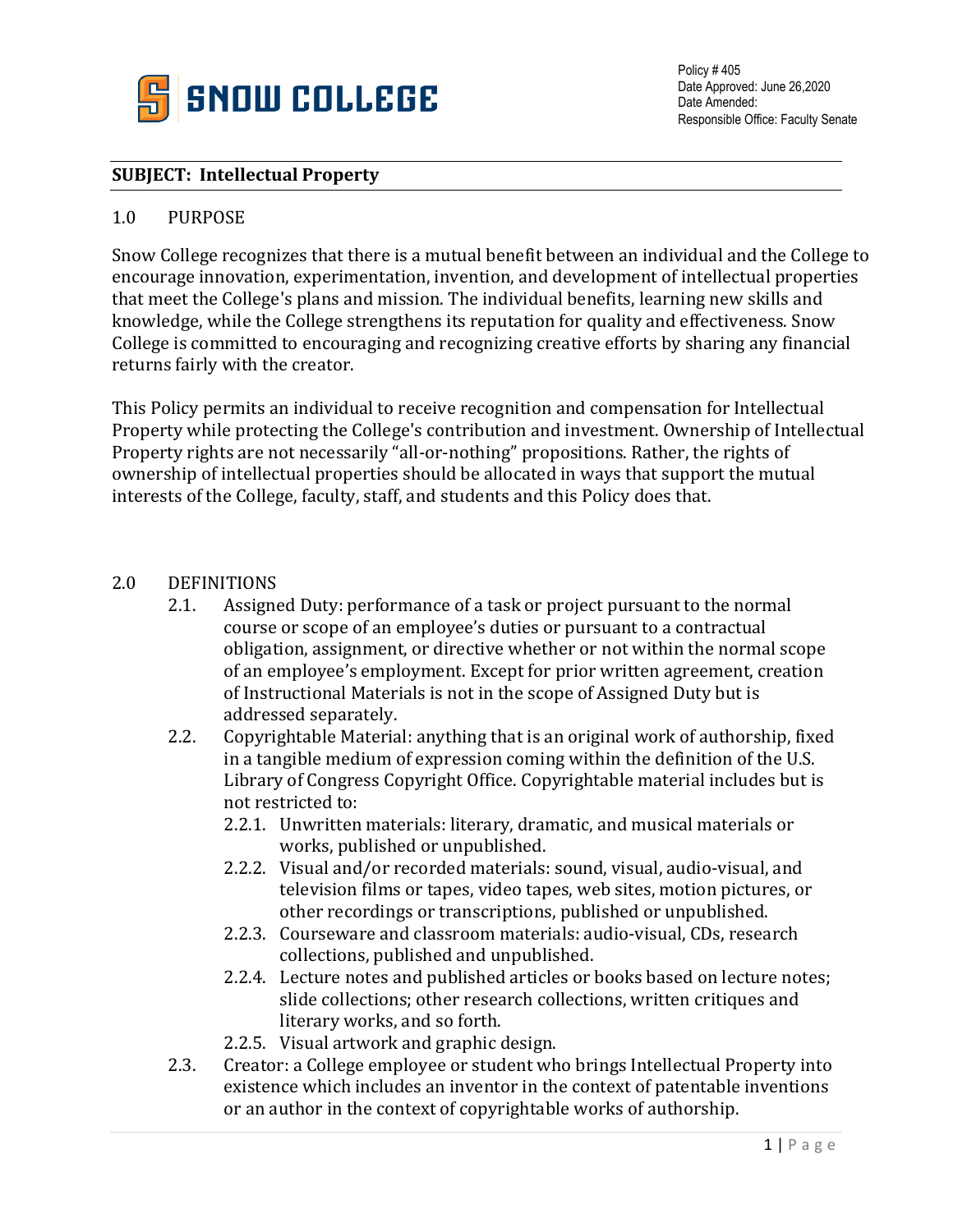SNOW COLLEGE

Policy # 405
Date Approved: June 26,2020
Date Amended:
Responsible Office: Faculty Senate

**SUBJECT: Intellectual Property**

## 1.0 PURPOSE

Snow College recognizes that there is a mutual benefit between an individual and the College to encourage innovation, experimentation, invention, and development of intellectual properties that meet the College's plans and mission. The individual benefits, learning new skills and knowledge, while the College strengthens its reputation for quality and effectiveness. Snow College is committed to encouraging and recognizing creative efforts by sharing any financial returns fairly with the creator.

This Policy permits an individual to receive recognition and compensation for Intellectual Property while protecting the College's contribution and investment. Ownership of Intellectual Property rights are not necessarily "all-or-nothing" propositions. Rather, the rights of ownership of intellectual properties should be allocated in ways that support the mutual interests of the College, faculty, staff, and students and this Policy does that.

## 2.0 DEFINITIONS

2.1. Assigned Duty: performance of a task or project pursuant to the normal course or scope of an employee's duties or pursuant to a contractual obligation, assignment, or directive whether or not within the normal scope of an employee's employment. Except for prior written agreement, creation of Instructional Materials is not in the scope of Assigned Duty but is addressed separately.

2.2. Copyrightable Material: anything that is an original work of authorship, fixed in a tangible medium of expression coming within the definition of the U.S. Library of Congress Copyright Office. Copyrightable material includes but is not restricted to:

2.2.1. Unwritten materials: literary, dramatic, and musical materials or works, published or unpublished.

2.2.2. Visual and/or recorded materials: sound, visual, audio-visual, and television films or tapes, video tapes, web sites, motion pictures, or other recordings or transcriptions, published or unpublished.

2.2.3. Courseware and classroom materials: audio-visual, CDs, research collections, published and unpublished.

2.2.4. Lecture notes and published articles or books based on lecture notes; slide collections; other research collections, written critiques and literary works, and so forth.

2.2.5. Visual artwork and graphic design.

2.3. Creator: a College employee or student who brings Intellectual Property into existence which includes an inventor in the context of patentable inventions or an author in the context of copyrightable works of authorship.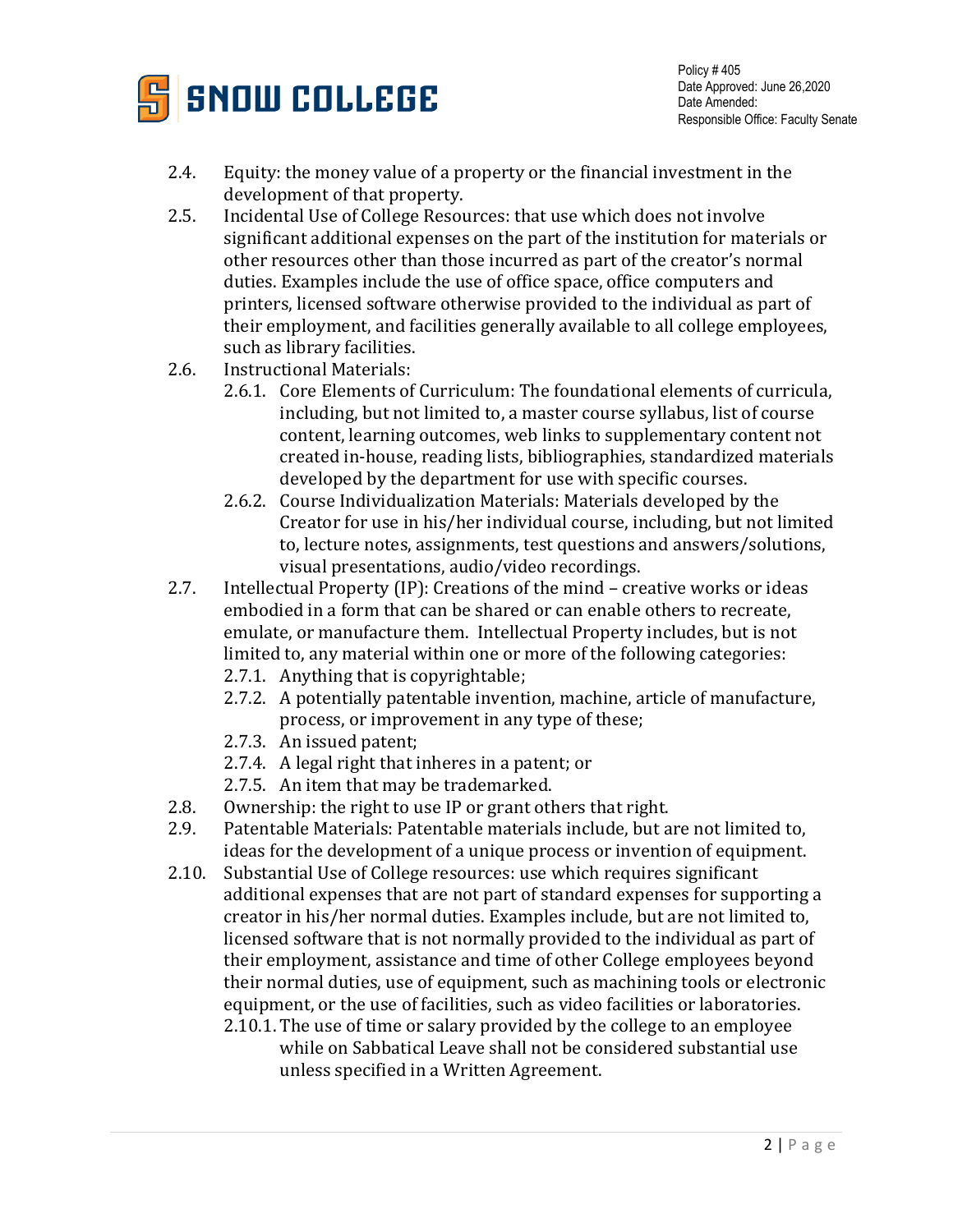2.4. Equity: the money value of a property or the financial investment in the development of that property.

2.5. Incidental Use of College Resources: that use which does not involve significant additional expenses on the part of the institution for materials or other resources other than those incurred as part of the creator's normal duties. Examples include the use of office space, office computers and printers, licensed software otherwise provided to the individual as part of their employment, and facilities generally available to all college employees, such as library facilities.

2.6. Instructional Materials:

- 2.6.1. Core Elements of Curriculum: The foundational elements of curricula, including, but not limited to, a master course syllabus, list of course content, learning outcomes, web links to supplementary content not created in-house, reading lists, bibliographies, standardized materials developed by the department for use with specific courses.
- 2.6.2. Course Individualization Materials: Materials developed by the Creator for use in his/her individual course, including, but not limited to, lecture notes, assignments, test questions and answers/solutions, visual presentations, audio/video recordings.

2.7. Intellectual Property (IP): Creations of the mind – creative works or ideas embodied in a form that can be shared or can enable others to recreate, emulate, or manufacture them. Intellectual Property includes, but is not limited to, any material within one or more of the following categories:

- 2.7.1. Anything that is copyrightable;
- 2.7.2. A potentially patentable invention, machine, article of manufacture, process, or improvement in any type of these;
- 2.7.3. An issued patent;
- 2.7.4. A legal right that inheres in a patent; or
- 2.7.5. An item that may be trademarked.

2.8. Ownership: the right to use IP or grant others that right.

2.9. Patentable Materials: Patentable materials include, but are not limited to, ideas for the development of a unique process or invention of equipment.

2.10. Substantial Use of College resources: use which requires significant additional expenses that are not part of standard expenses for supporting a creator in his/her normal duties. Examples include, but are not limited to, licensed software that is not normally provided to the individual as part of their employment, assistance and time of other College employees beyond their normal duties, use of equipment, such as machining tools or electronic equipment, or the use of facilities, such as video facilities or laboratories.

- 2.10.1. The use of time or salary provided by the college to an employee while on Sabbatical Leave shall not be considered substantial use unless specified in a Written Agreement.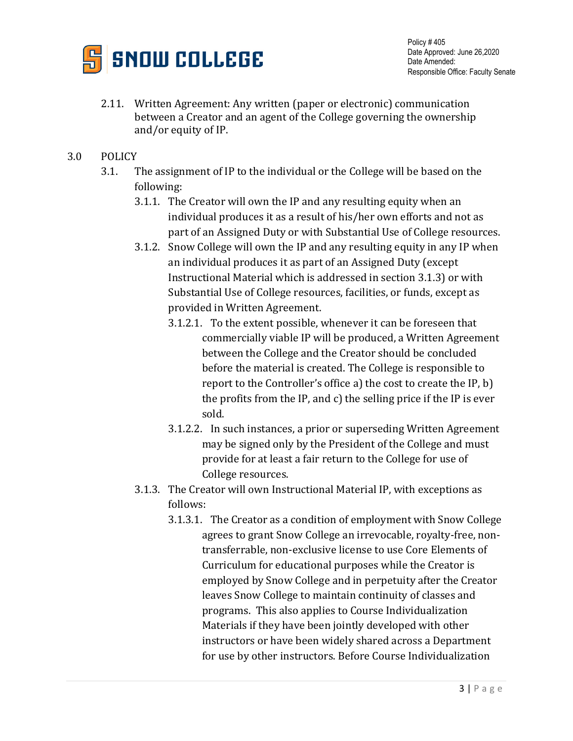2.11. Written Agreement: Any written (paper or electronic) communication between a Creator and an agent of the College governing the ownership and/or equity of IP.

## 3.0 POLICY

3.1. The assignment of IP to the individual or the College will be based on the following:

3.1.1. The Creator will own the IP and any resulting equity when an individual produces it as a result of his/her own efforts and not as part of an Assigned Duty or with Substantial Use of College resources.

3.1.2. Snow College will own the IP and any resulting equity in any IP when an individual produces it as part of an Assigned Duty (except Instructional Material which is addressed in section 3.1.3) or with Substantial Use of College resources, facilities, or funds, except as provided in Written Agreement.

3.1.2.1. To the extent possible, whenever it can be foreseen that commercially viable IP will be produced, a Written Agreement between the College and the Creator should be concluded before the material is created. The College is responsible to report to the Controller's office a) the cost to create the IP, b) the profits from the IP, and c) the selling price if the IP is ever sold.

3.1.2.2. In such instances, a prior or superseding Written Agreement may be signed only by the President of the College and must provide for at least a fair return to the College for use of College resources.

3.1.3. The Creator will own Instructional Material IP, with exceptions as follows:

3.1.3.1. The Creator as a condition of employment with Snow College agrees to grant Snow College an irrevocable, royalty-free, non-transferrable, non-exclusive license to use Core Elements of Curriculum for educational purposes while the Creator is employed by Snow College and in perpetuity after the Creator leaves Snow College to maintain continuity of classes and programs. This also applies to Course Individualization Materials if they have been jointly developed with other instructors or have been widely shared across a Department for use by other instructors. Before Course Individualization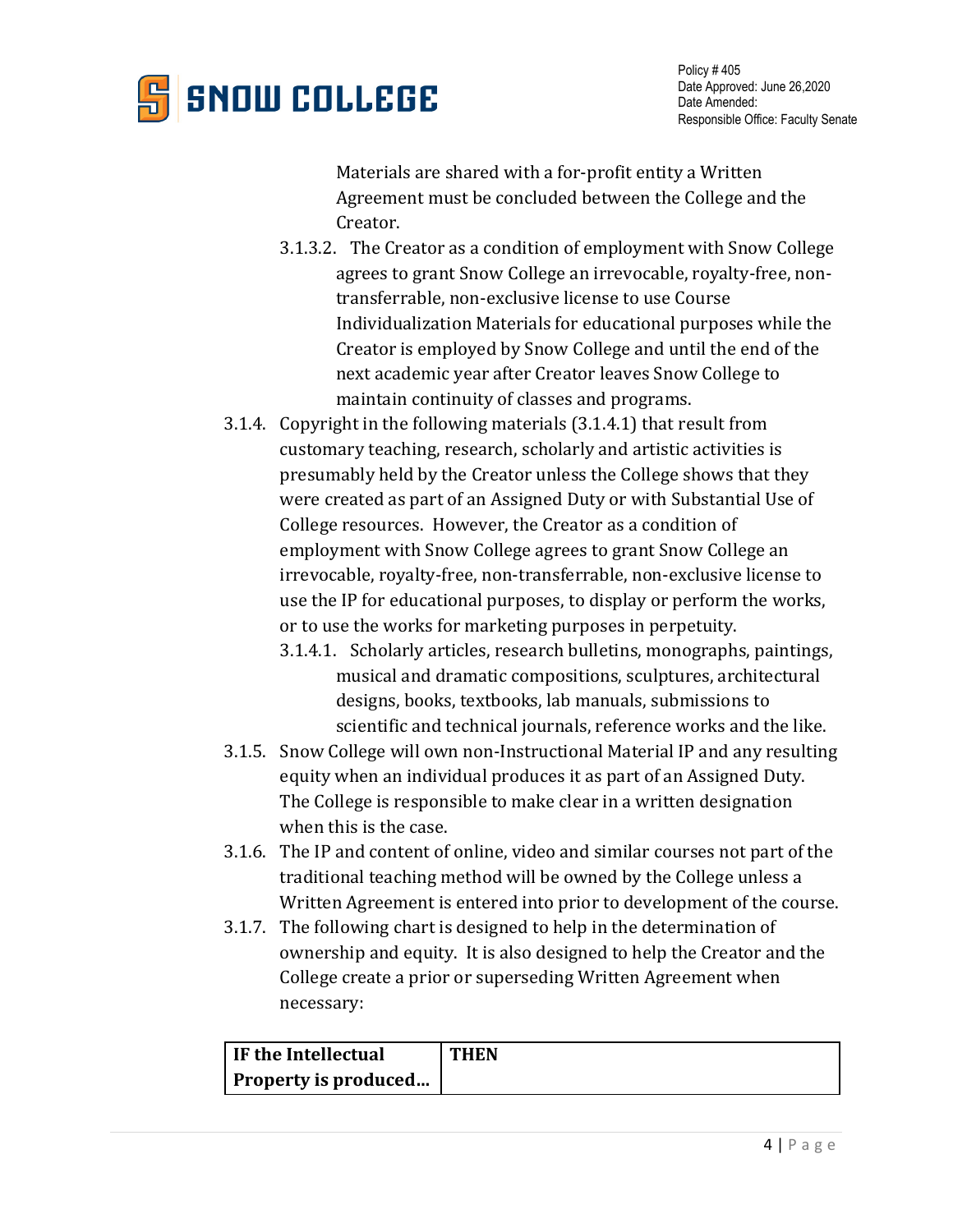Materials are shared with a for-profit entity a Written Agreement must be concluded between the College and the Creator.

3.1.3.2. The Creator as a condition of employment with Snow College agrees to grant Snow College an irrevocable, royalty-free, non-transferrable, non-exclusive license to use Course Individualization Materials for educational purposes while the Creator is employed by Snow College and until the end of the next academic year after Creator leaves Snow College to maintain continuity of classes and programs.

3.1.4. Copyright in the following materials (3.1.4.1) that result from customary teaching, research, scholarly and artistic activities is presumably held by the Creator unless the College shows that they were created as part of an Assigned Duty or with Substantial Use of College resources. However, the Creator as a condition of employment with Snow College agrees to grant Snow College an irrevocable, royalty-free, non-transferrable, non-exclusive license to use the IP for educational purposes, to display or perform the works, or to use the works for marketing purposes in perpetuity.

3.1.4.1. Scholarly articles, research bulletins, monographs, paintings, musical and dramatic compositions, sculptures, architectural designs, books, textbooks, lab manuals, submissions to scientific and technical journals, reference works and the like.

3.1.5. Snow College will own non-Instructional Material IP and any resulting equity when an individual produces it as part of an Assigned Duty. The College is responsible to make clear in a written designation when this is the case.

3.1.6. The IP and content of online, video and similar courses not part of the traditional teaching method will be owned by the College unless a Written Agreement is entered into prior to development of the course.

3.1.7. The following chart is designed to help in the determination of ownership and equity. It is also designed to help the Creator and the College create a prior or superseding Written Agreement when necessary:

| IF the Intellectual Property is produced… | THEN |
|---|---|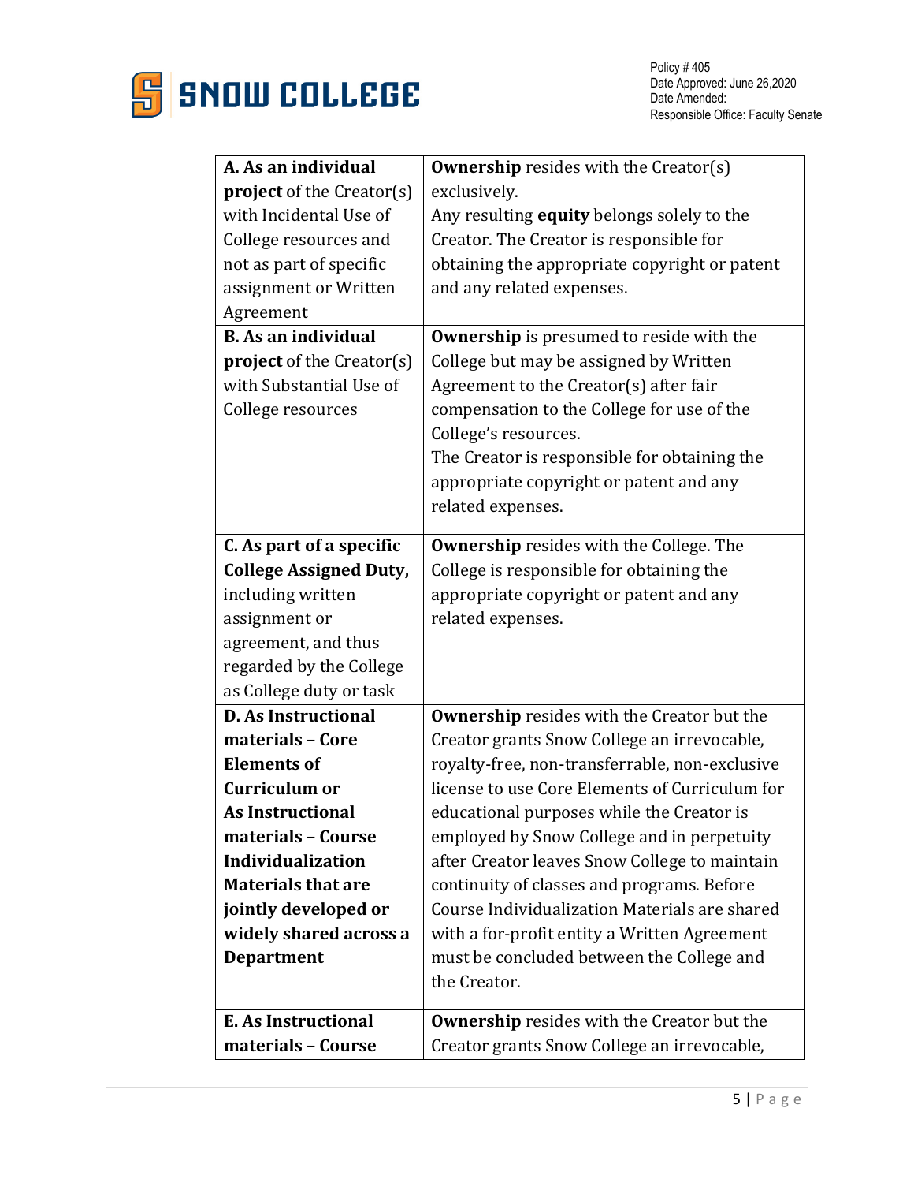| | |
|---|---|
| **A. As an individual project** of the Creator(s) with Incidental Use of College resources and not as part of specific assignment or Written Agreement | **Ownership** resides with the Creator(s) exclusively. Any resulting **equity** belongs solely to the Creator. The Creator is responsible for obtaining the appropriate copyright or patent and any related expenses. |
| **B. As an individual project** of the Creator(s) with Substantial Use of College resources | **Ownership** is presumed to reside with the College but may be assigned by Written Agreement to the Creator(s) after fair compensation to the College for use of the College's resources. The Creator is responsible for obtaining the appropriate copyright or patent and any related expenses. |
| **C. As part of a specific College Assigned Duty,** including written assignment or agreement, and thus regarded by the College as College duty or task | **Ownership** resides with the College. The College is responsible for obtaining the appropriate copyright or patent and any related expenses. |
| **D. As Instructional materials – Core Elements of Curriculum or As Instructional materials – Course Individualization Materials that are jointly developed or widely shared across a Department** | **Ownership** resides with the Creator but the Creator grants Snow College an irrevocable, royalty-free, non-transferrable, non-exclusive license to use Core Elements of Curriculum for educational purposes while the Creator is employed by Snow College and in perpetuity after Creator leaves Snow College to maintain continuity of classes and programs. Before Course Individualization Materials are shared with a for-profit entity a Written Agreement must be concluded between the College and the Creator. |
| **E. As Instructional materials – Course** | **Ownership** resides with the Creator but the Creator grants Snow College an irrevocable, |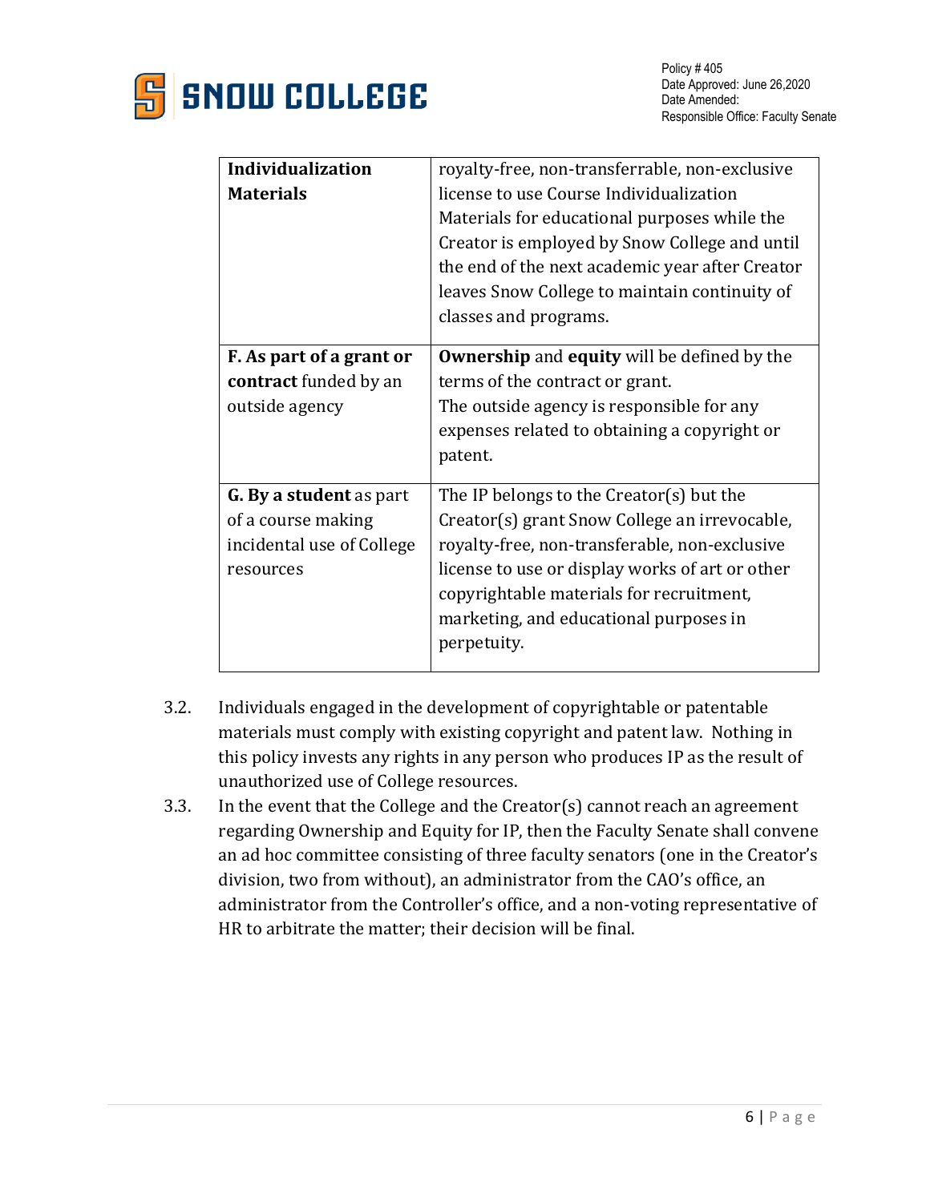| | |
|---|---|
| **Individualization Materials** | royalty-free, non-transferrable, non-exclusive license to use Course Individualization Materials for educational purposes while the Creator is employed by Snow College and until the end of the next academic year after Creator leaves Snow College to maintain continuity of classes and programs. |
| **F. As part of a grant or contract** funded by an outside agency | **Ownership** and **equity** will be defined by the terms of the contract or grant. The outside agency is responsible for any expenses related to obtaining a copyright or patent. |
| **G. By a student** as part of a course making incidental use of College resources | The IP belongs to the Creator(s) but the Creator(s) grant Snow College an irrevocable, royalty-free, non-transferable, non-exclusive license to use or display works of art or other copyrightable materials for recruitment, marketing, and educational purposes in perpetuity. |

3.2. Individuals engaged in the development of copyrightable or patentable materials must comply with existing copyright and patent law. Nothing in this policy invests any rights in any person who produces IP as the result of unauthorized use of College resources.

3.3. In the event that the College and the Creator(s) cannot reach an agreement regarding Ownership and Equity for IP, then the Faculty Senate shall convene an ad hoc committee consisting of three faculty senators (one in the Creator's division, two from without), an administrator from the CAO's office, an administrator from the Controller's office, and a non-voting representative of HR to arbitrate the matter; their decision will be final.